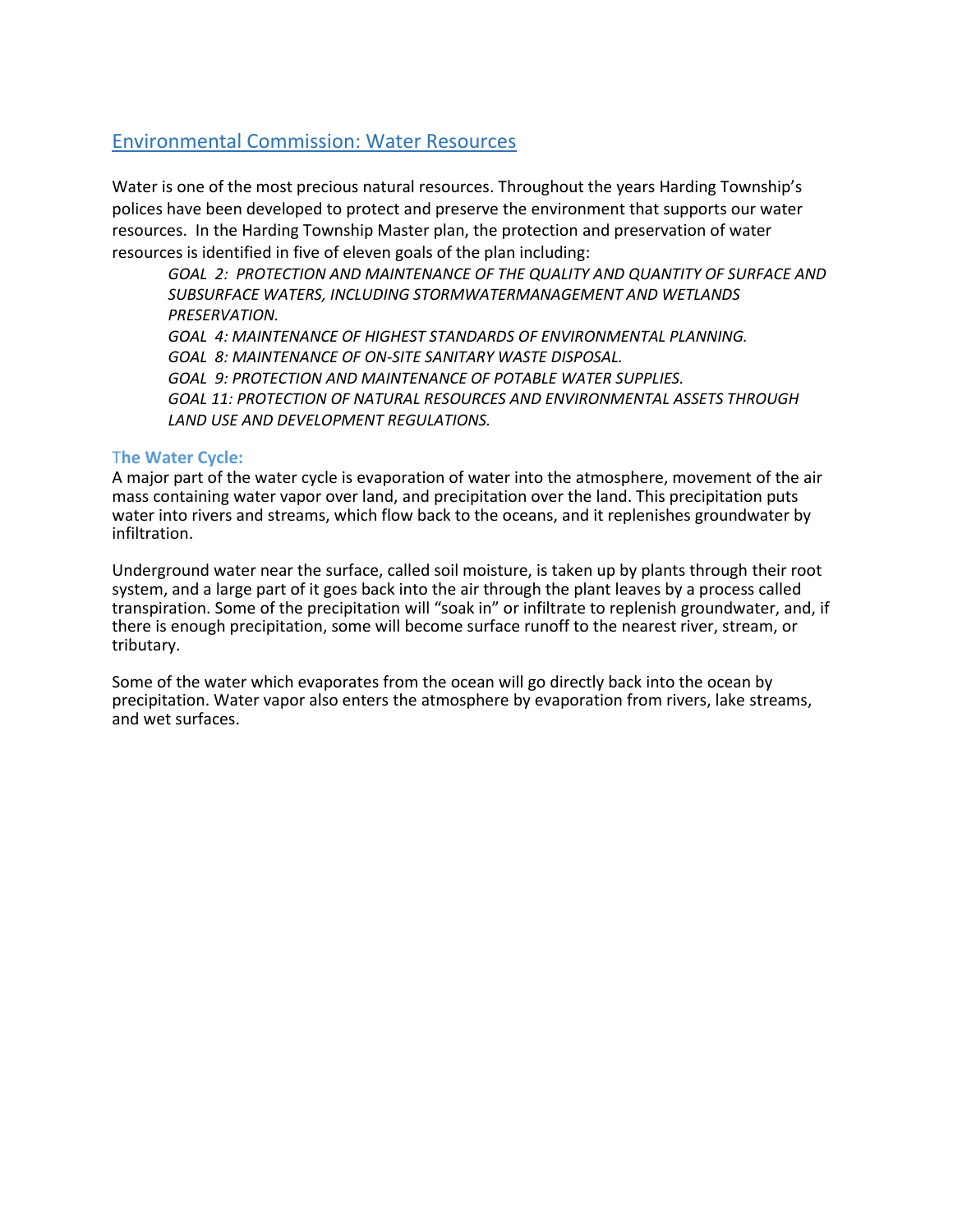## Environmental Commission: Water Resources

Water is one of the most precious natural resources. Throughout the years Harding Township's polices have been developed to protect and preserve the environment that supports our water resources. In the Harding Township Master plan, the protection and preservation of water resources is identified in five of eleven goals of the plan including:

> *GOAL 2: PROTECTION AND MAINTENANCE OF THE QUALITY AND QUANTITY OF SURFACE AND SUBSURFACE WATERS, INCLUDING STORMWATERMANAGEMENT AND WETLANDS PRESERVATION.*
>
> *GOAL 4: MAINTENANCE OF HIGHEST STANDARDS OF ENVIRONMENTAL PLANNING.*
>
> *GOAL 8: MAINTENANCE OF ON-SITE SANITARY WASTE DISPOSAL.*
>
> *GOAL 9: PROTECTION AND MAINTENANCE OF POTABLE WATER SUPPLIES.*
>
> *GOAL 11: PROTECTION OF NATURAL RESOURCES AND ENVIRONMENTAL ASSETS THROUGH LAND USE AND DEVELOPMENT REGULATIONS.*

### The Water Cycle:

A major part of the water cycle is evaporation of water into the atmosphere, movement of the air mass containing water vapor over land, and precipitation over the land. This precipitation puts water into rivers and streams, which flow back to the oceans, and it replenishes groundwater by infiltration.

Underground water near the surface, called soil moisture, is taken up by plants through their root system, and a large part of it goes back into the air through the plant leaves by a process called transpiration. Some of the precipitation will "soak in" or infiltrate to replenish groundwater, and, if there is enough precipitation, some will become surface runoff to the nearest river, stream, or tributary.

Some of the water which evaporates from the ocean will go directly back into the ocean by precipitation. Water vapor also enters the atmosphere by evaporation from rivers, lake streams, and wet surfaces.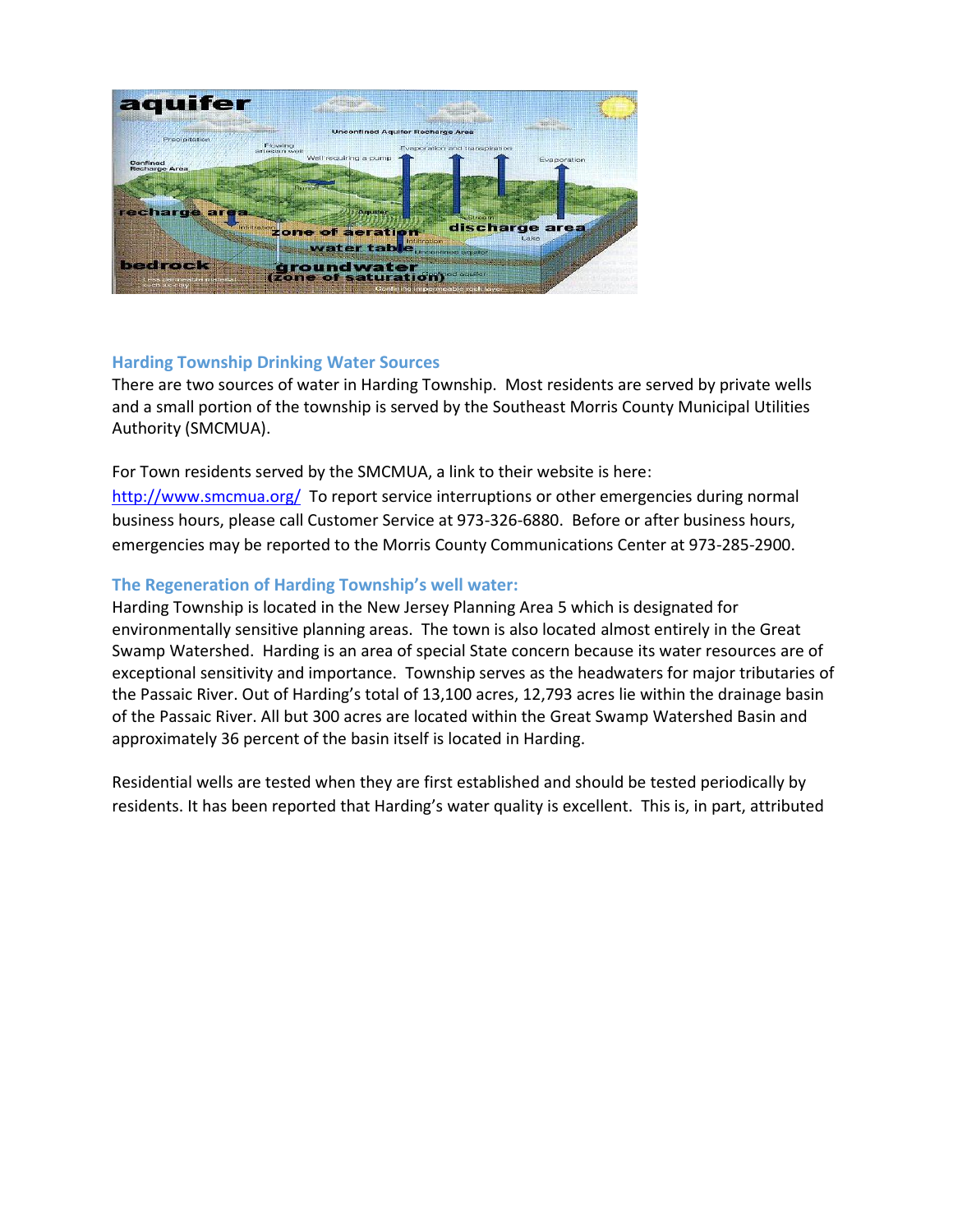## Harding Township Drinking Water Sources

There are two sources of water in Harding Township. Most residents are served by private wells and a small portion of the township is served by the Southeast Morris County Municipal Utilities Authority (SMCMUA).

For Town residents served by the SMCMUA, a link to their website is here: http://www.smcmua.org/ To report service interruptions or other emergencies during normal business hours, please call Customer Service at 973-326-6880. Before or after business hours, emergencies may be reported to the Morris County Communications Center at 973-285-2900.

## The Regeneration of Harding Township's well water:

Harding Township is located in the New Jersey Planning Area 5 which is designated for environmentally sensitive planning areas. The town is also located almost entirely in the Great Swamp Watershed. Harding is an area of special State concern because its water resources are of exceptional sensitivity and importance. Township serves as the headwaters for major tributaries of the Passaic River. Out of Harding's total of 13,100 acres, 12,793 acres lie within the drainage basin of the Passaic River. All but 300 acres are located within the Great Swamp Watershed Basin and approximately 36 percent of the basin itself is located in Harding.

Residential wells are tested when they are first established and should be tested periodically by residents. It has been reported that Harding's water quality is excellent. This is, in part, attributed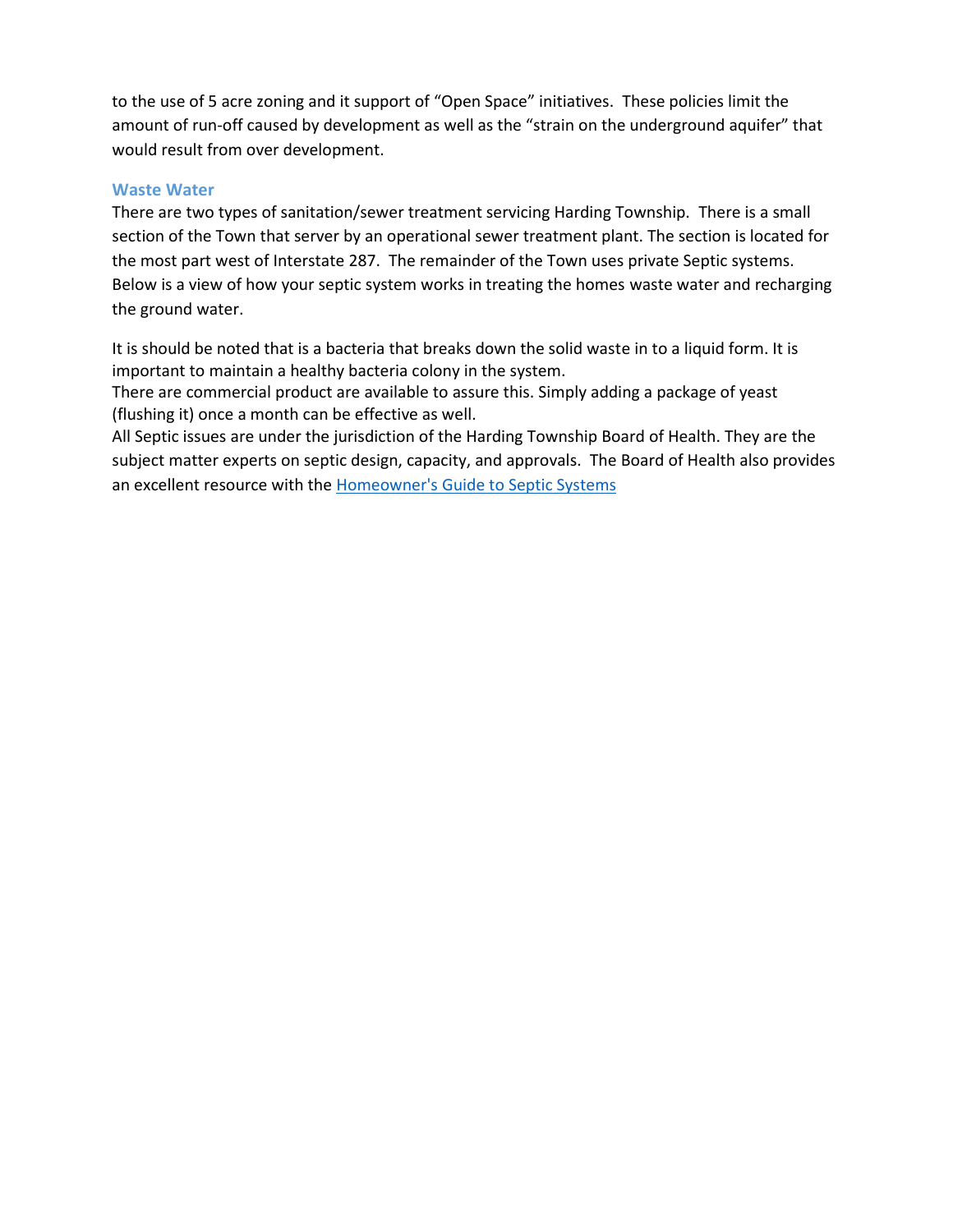to the use of 5 acre zoning and it support of "Open Space" initiatives. These policies limit the amount of run-off caused by development as well as the "strain on the underground aquifer" that would result from over development.

## Waste Water

There are two types of sanitation/sewer treatment servicing Harding Township. There is a small section of the Town that server by an operational sewer treatment plant. The section is located for the most part west of Interstate 287. The remainder of the Town uses private Septic systems. Below is a view of how your septic system works in treating the homes waste water and recharging the ground water.

It is should be noted that is a bacteria that breaks down the solid waste in to a liquid form. It is important to maintain a healthy bacteria colony in the system.
There are commercial product are available to assure this. Simply adding a package of yeast (flushing it) once a month can be effective as well.
All Septic issues are under the jurisdiction of the Harding Township Board of Health. They are the subject matter experts on septic design, capacity, and approvals. The Board of Health also provides an excellent resource with the Homeowner's Guide to Septic Systems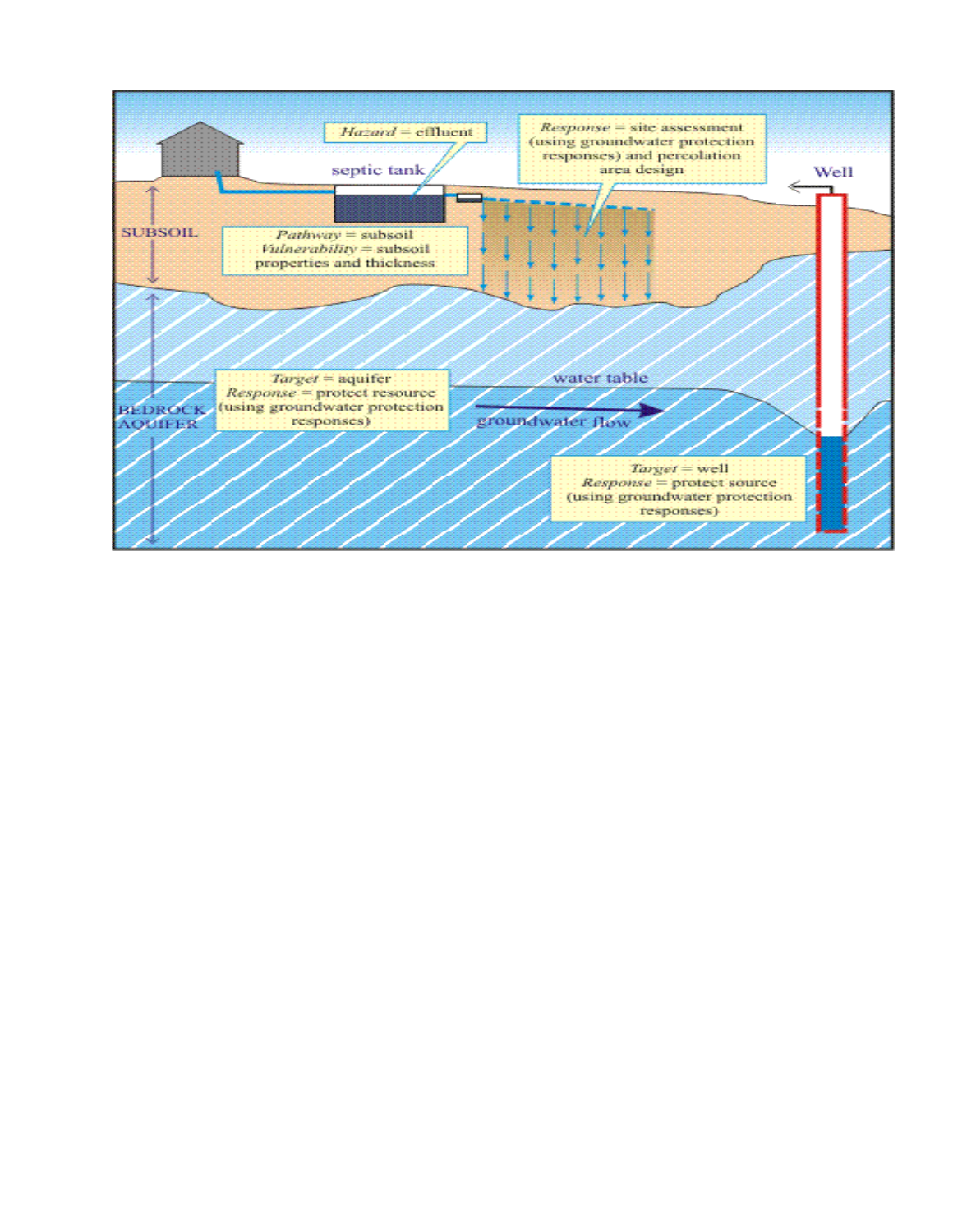Hazard = effluent

septic tank

Response = site assessment (using groundwater protection responses) and percolation area design

Well

SUBSOIL

Pathway = subsoil
Vulnerability = subsoil properties and thickness

Target = aquifer
Response = protect resource (using groundwater protection responses)

water table

BEDROCK AQUIFER

groundwater flow

Target = well
Response = protect source (using groundwater protection responses)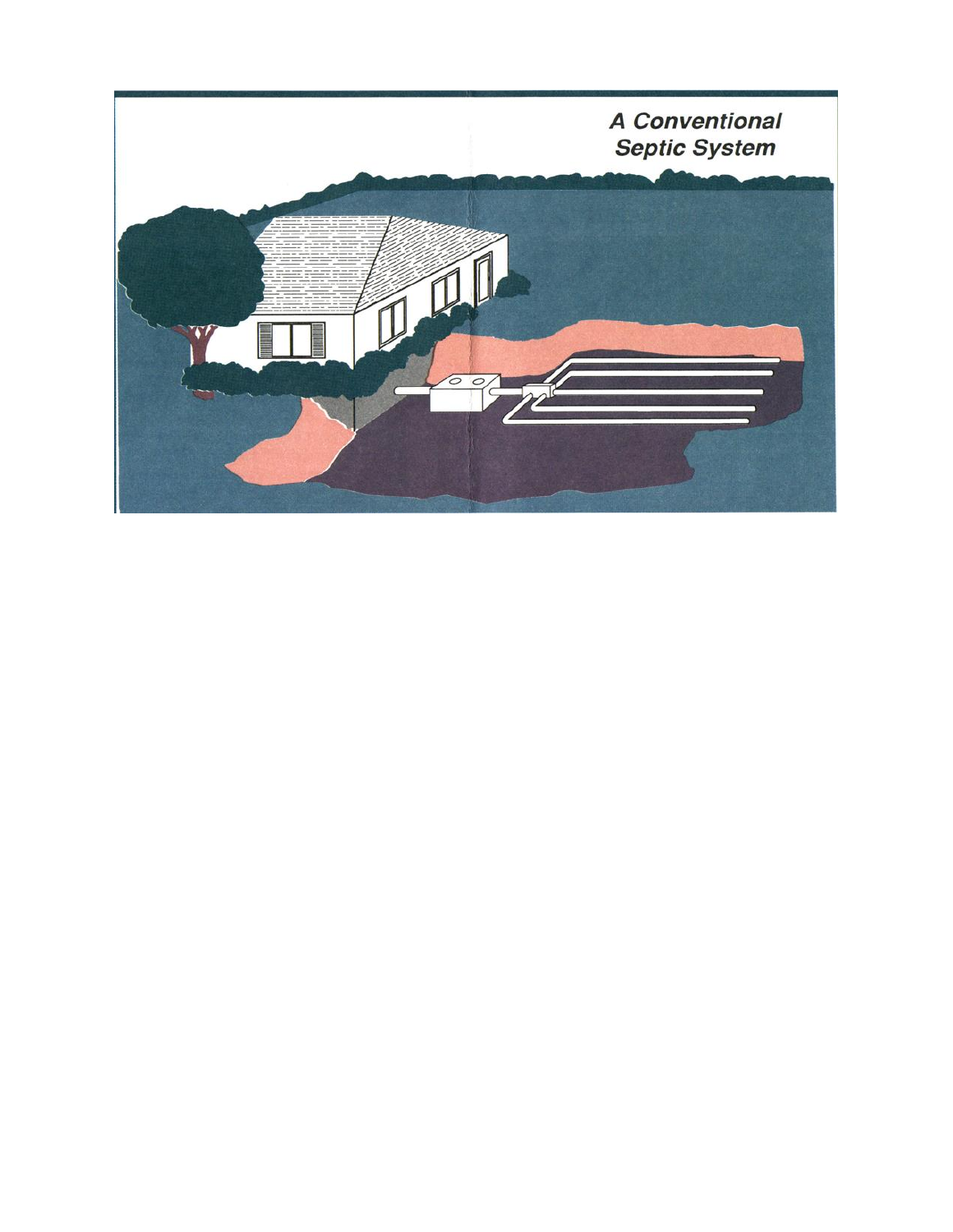A Conventional Septic System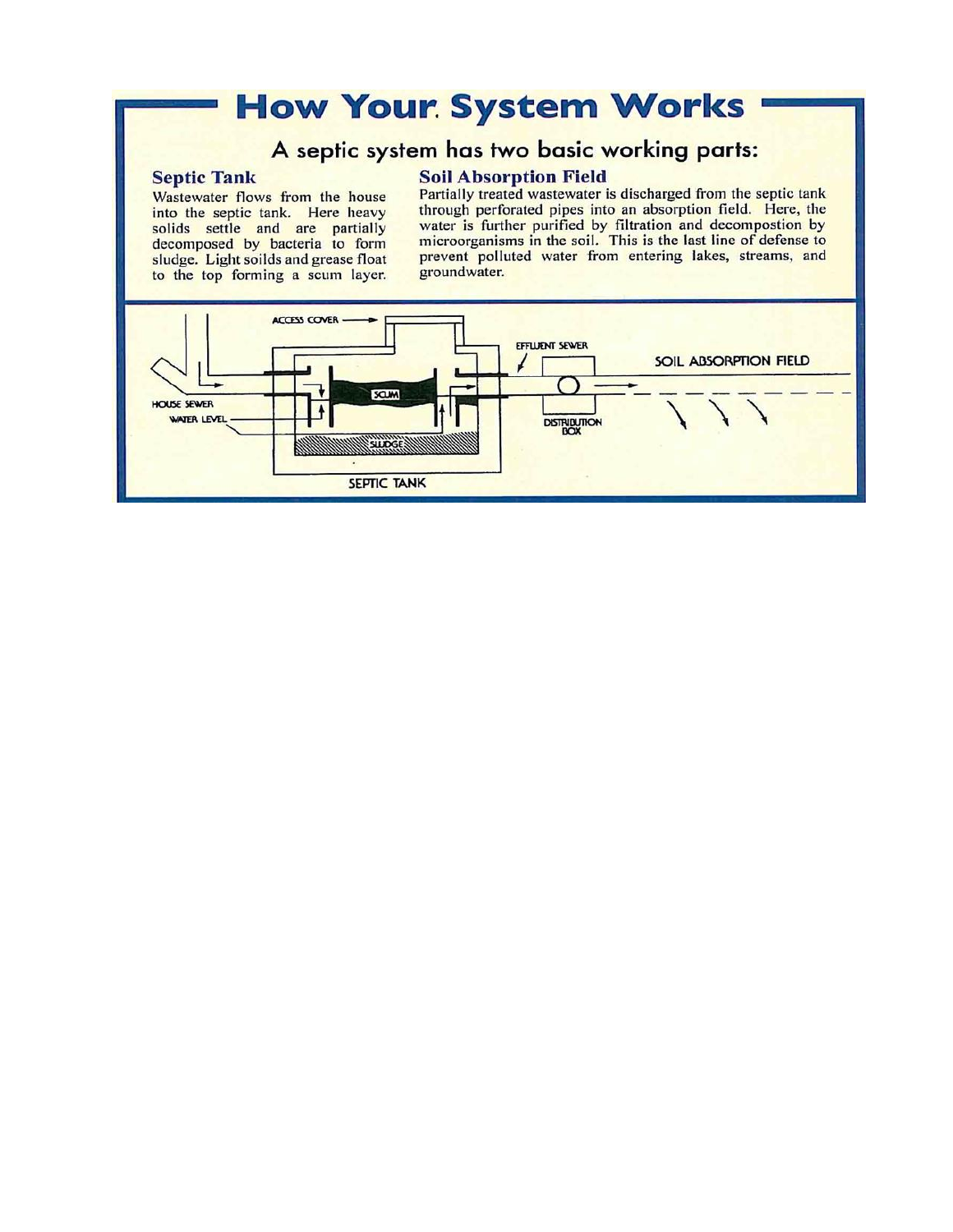# How Your System Works

## A septic system has two basic working parts:

### Septic Tank

Wastewater flows from the house into the septic tank. Here heavy solids settle and are partially decomposed by bacteria to form sludge. Light soilds and grease float to the top forming a scum layer.

### Soil Absorption Field

Partially treated wastewater is discharged from the septic tank through perforated pipes into an absorption field. Here, the water is further purified by filtration and decompostion by microorganisms in the soil. This is the last line of defense to prevent polluted water from entering lakes, streams, and groundwater.

ACCESS COVER

EFFLUENT SEWER

SOIL ABSORPTION FIELD

SCUM

HOUSE SEWER

WATER LEVEL

SLUDGE

DISTRIBUTION BOX

SEPTIC TANK